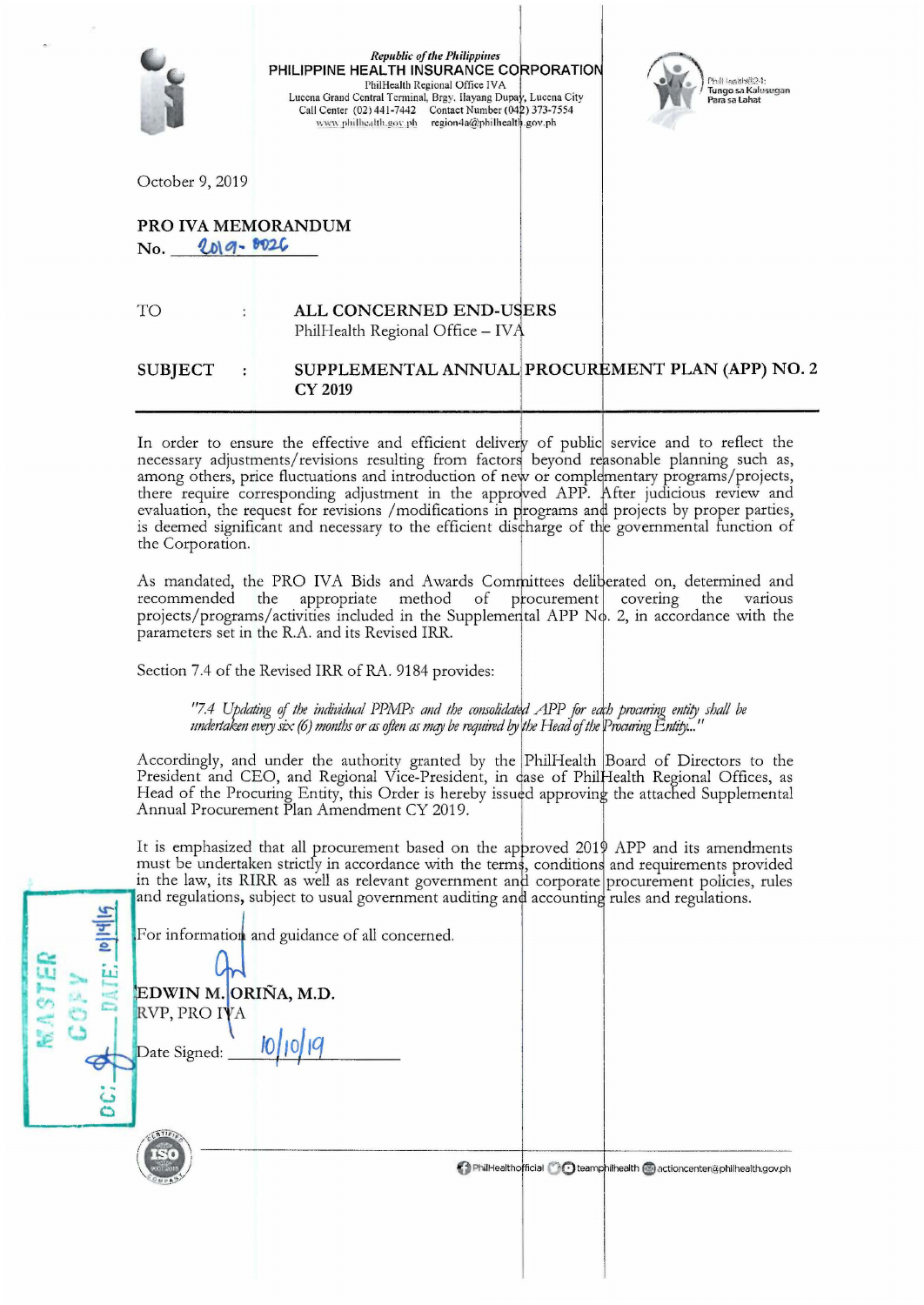Republic of the Philippines
**PHILIPPINE HEALTH INSURANCE CORPORATION**
PhilHealth Regional Office IVA
Lucena Grand Central Terminal, Brgy. Ilayang Dupay, Lucena City
Call Center (02) 441-7442 Contact Number (042) 373-7554
www.philhealth.gov.ph region4a@philhealth.gov.ph

PhilHealth@24: Tungo sa Kalusugan Para sa Lahat

October 9, 2019

**PRO IVA MEMORANDUM**
**No.** 2019-0026

TO : **ALL CONCERNED END-USERS**
PhilHealth Regional Office – IVA

**SUBJECT : SUPPLEMENTAL ANNUAL PROCUREMENT PLAN (APP) NO. 2 CY 2019**

---

In order to ensure the effective and efficient delivery of public service and to reflect the necessary adjustments/revisions resulting from factors beyond reasonable planning such as, among others, price fluctuations and introduction of new or complementary programs/projects, there require corresponding adjustment in the approved APP. After judicious review and evaluation, the request for revisions /modifications in programs and projects by proper parties, is deemed significant and necessary to the efficient discharge of the governmental function of the Corporation.

As mandated, the PRO IVA Bids and Awards Committees deliberated on, determined and recommended the appropriate method of procurement covering the various projects/programs/activities included in the Supplemental APP No. 2, in accordance with the parameters set in the R.A. and its Revised IRR.

Section 7.4 of the Revised IRR of RA. 9184 provides:

> *"7.4 Updating of the individual PPMPs and the consolidated APP for each procuring entity shall be undertaken every six (6) months or as often as may be required by the Head of the Procuring Entity..."*

Accordingly, and under the authority granted by the PhilHealth Board of Directors to the President and CEO, and Regional Vice-President, in case of PhilHealth Regional Offices, as Head of the Procuring Entity, this Order is hereby issued approving the attached Supplemental Annual Procurement Plan Amendment CY 2019.

It is emphasized that all procurement based on the approved 2019 APP and its amendments must be undertaken strictly in accordance with the terms, conditions and requirements provided in the law, its RIRR as well as relevant government and corporate procurement policies, rules and regulations, subject to usual government auditing and accounting rules and regulations.

For information and guidance of all concerned.

**EDWIN M. ORIÑA, M.D.**
RVP, PRO IVA

Date Signed: 10/10/19

MASTER COPY
DC: DATE: 10/14/19

PhilHealthofficial teamphilhealth actioncenter@philhealth.gov.ph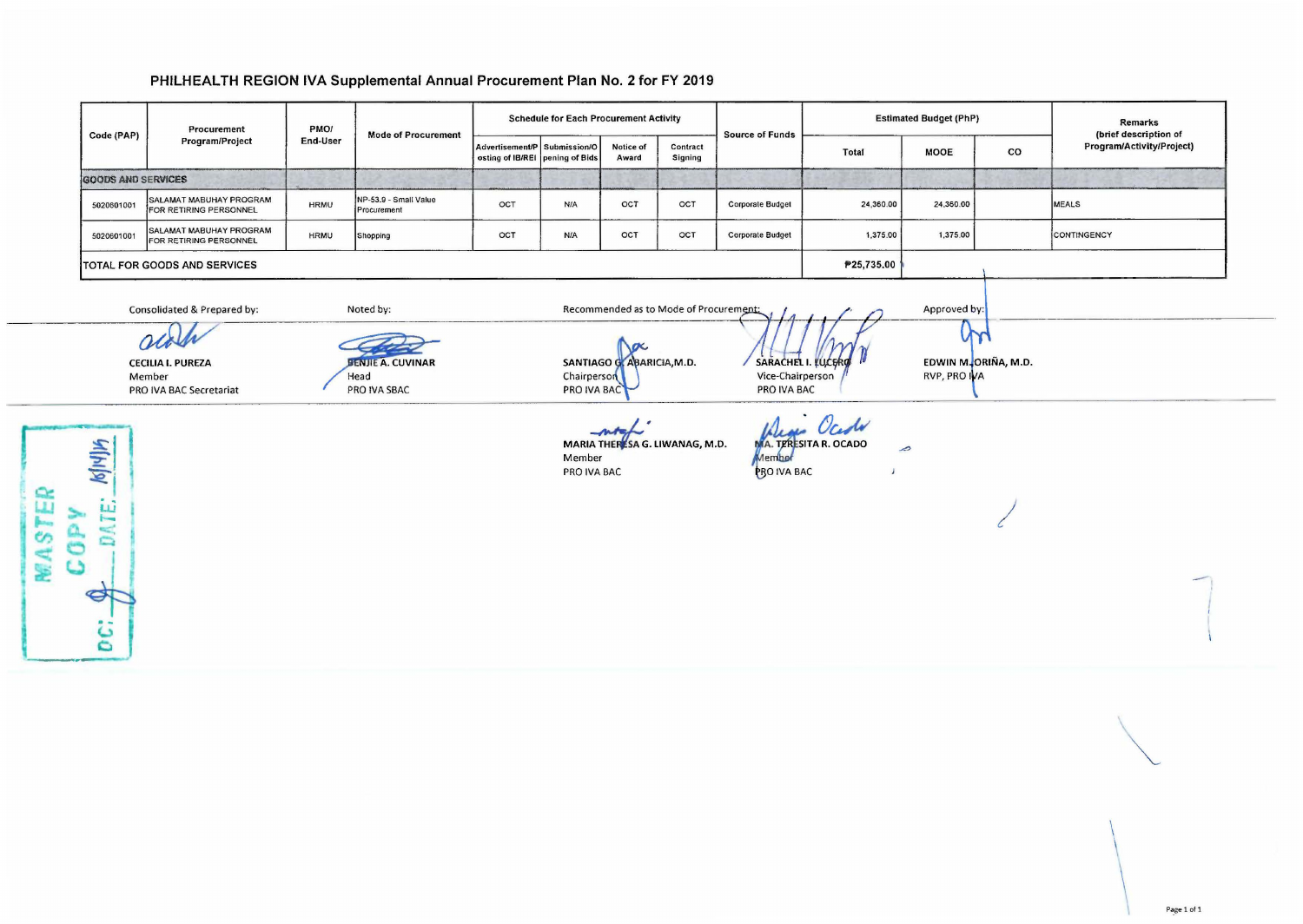# PHILHEALTH REGION IVA Supplemental Annual Procurement Plan No. 2 for FY 2019

| Code (PAP) | Procurement Program/Project | PMO/ End-User | Mode of Procurement | Schedule for Each Procurement Activity | | | | Source of Funds | Estimated Budget (PhP) | | | Remarks (brief description of Program/Activity/Project) |
|---|---|---|---|---|---|---|---|---|---|---|---|---|
| | | | | Advertisement/Posting of IB/REI | Submission/Opening of Bids | Notice of Award | Contract Signing | | Total | MOOE | CO | |
| **GOODS AND SERVICES** | | | | | | | | | | | | |
| 5020601001 | SALAMAT MABUHAY PROGRAM FOR RETIRING PERSONNEL | HRMU | NP-53.9 - Small Value Procurement | OCT | N/A | OCT | OCT | Corporate Budget | 24,360.00 | 24,360.00 | | MEALS |
| 5020601001 | SALAMAT MABUHAY PROGRAM FOR RETIRING PERSONNEL | HRMU | Shopping | OCT | N/A | OCT | OCT | Corporate Budget | 1,375.00 | 1,375.00 | | CONTINGENCY |
| **TOTAL FOR GOODS AND SERVICES** | | | | | | | | | ₱25,735.00 | | | |

Consolidated & Prepared by:

**CECILIA I. PUREZA**
Member
PRO IVA BAC Secretariat

Noted by:

**BENJIE A. CUVINAR**
Head
PRO IVA SBAC

Recommended as to Mode of Procurement:

**SANTIAGO G. ABARICIA, M.D.**
Chairperson
PRO IVA BAC

**SARACHEL I. LUCERO**
Vice-Chairperson
PRO IVA BAC

**MARIA THERESA G. LIWANAG, M.D.**
Member
PRO IVA BAC

**MA. TERESITA R. OCADO**
Member
PRO IVA BAC

Approved by:

**EDWIN M. ORIÑA, M.D.**
RVP, PRO IVA

MASTER COPY
DC: ____ DATE: 10/14/19